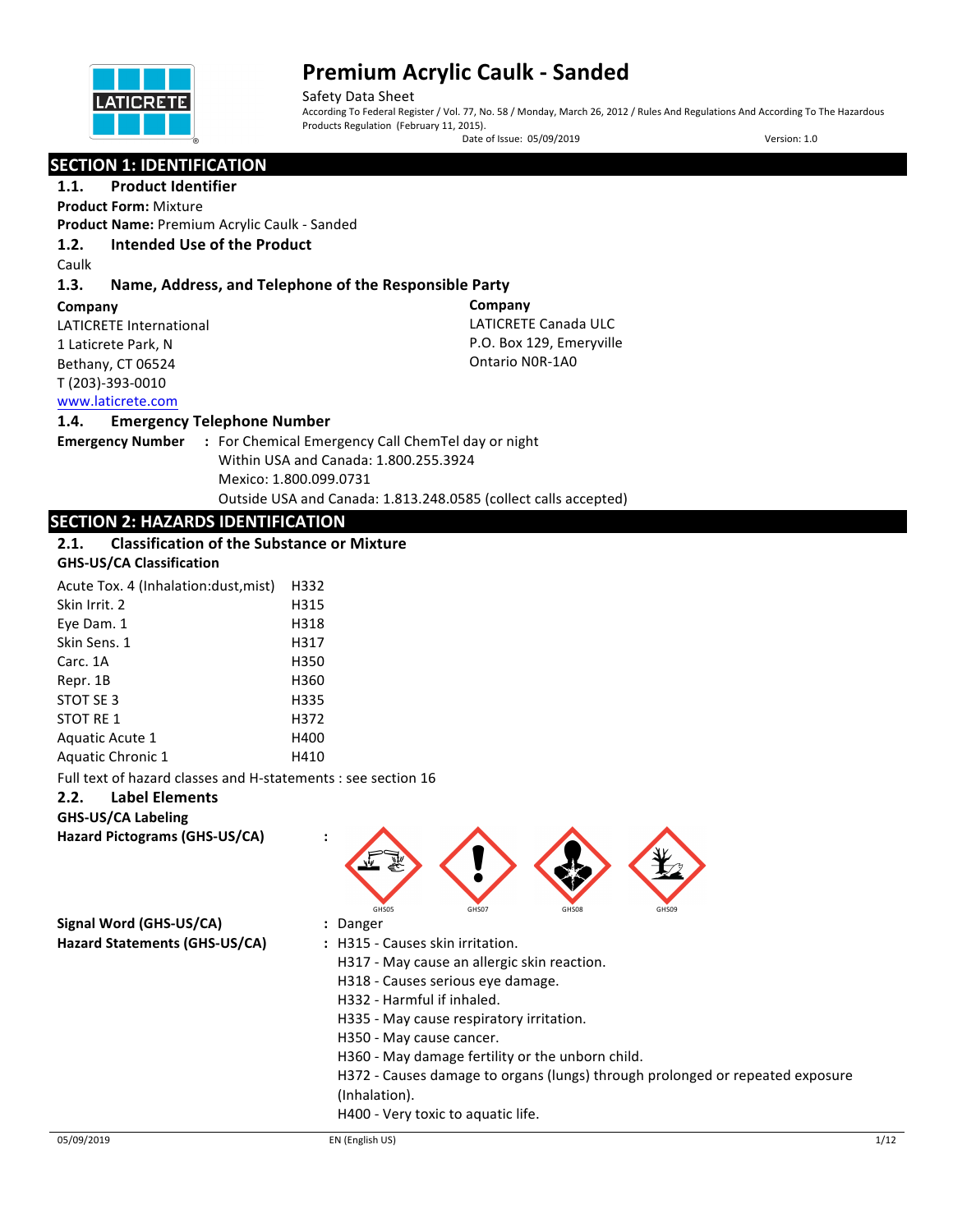# Premium Acrylic Caulk - Sanded

Safety Data Sheet

According To Federal Register / Vol. 77, No. 58 / Monday, March 26, 2012 / Rules And Regulations And According To The Hazardous Products Regulation (February 11, 2015).

Date of Issue: 05/09/2019 Version: 1.0

## SECTION 1: IDENTIFICATION

### 1.1. Product Identifier

**Product Form:** Mixture

**Product Name:** Premium Acrylic Caulk - Sanded

### 1.2. Intended Use of the Product

Caulk

### 1.3. Name, Address, and Telephone of the Responsible Party

**Company**

LATICRETE International
1 Laticrete Park, N
Bethany, CT 06524
T (203)-393-0010
www.laticrete.com

**Company**

LATICRETE Canada ULC
P.O. Box 129, Emeryville
Ontario N0R-1A0

### 1.4. Emergency Telephone Number

**Emergency Number** : For Chemical Emergency Call ChemTel day or night
Within USA and Canada: 1.800.255.3924
Mexico: 1.800.099.0731
Outside USA and Canada: 1.813.248.0585 (collect calls accepted)

## SECTION 2: HAZARDS IDENTIFICATION

### 2.1. Classification of the Substance or Mixture

**GHS-US/CA Classification**

| | |
|---|---|
| Acute Tox. 4 (Inhalation:dust,mist) | H332 |
| Skin Irrit. 2 | H315 |
| Eye Dam. 1 | H318 |
| Skin Sens. 1 | H317 |
| Carc. 1A | H350 |
| Repr. 1B | H360 |
| STOT SE 3 | H335 |
| STOT RE 1 | H372 |
| Aquatic Acute 1 | H400 |
| Aquatic Chronic 1 | H410 |

Full text of hazard classes and H-statements : see section 16

### 2.2. Label Elements

**GHS-US/CA Labeling**

**Hazard Pictograms (GHS-US/CA)** :

GHS05 GHS07 GHS08 GHS09

**Signal Word (GHS-US/CA)** : Danger

**Hazard Statements (GHS-US/CA)** : H315 - Causes skin irritation.
H317 - May cause an allergic skin reaction.
H318 - Causes serious eye damage.
H332 - Harmful if inhaled.
H335 - May cause respiratory irritation.
H350 - May cause cancer.
H360 - May damage fertility or the unborn child.
H372 - Causes damage to organs (lungs) through prolonged or repeated exposure (Inhalation).
H400 - Very toxic to aquatic life.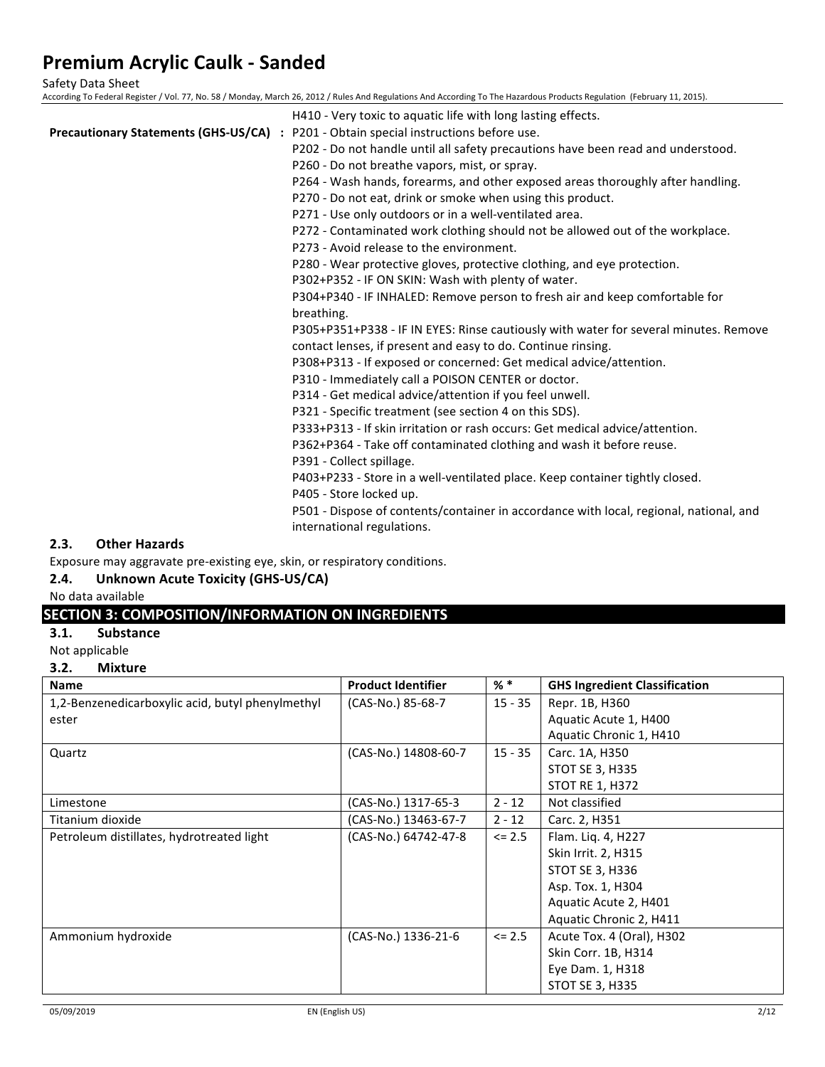H410 - Very toxic to aquatic life with long lasting effects.

**Precautionary Statements (GHS-US/CA)** : P201 - Obtain special instructions before use.
P202 - Do not handle until all safety precautions have been read and understood.
P260 - Do not breathe vapors, mist, or spray.
P264 - Wash hands, forearms, and other exposed areas thoroughly after handling.
P270 - Do not eat, drink or smoke when using this product.
P271 - Use only outdoors or in a well-ventilated area.
P272 - Contaminated work clothing should not be allowed out of the workplace.
P273 - Avoid release to the environment.
P280 - Wear protective gloves, protective clothing, and eye protection.
P302+P352 - IF ON SKIN: Wash with plenty of water.
P304+P340 - IF INHALED: Remove person to fresh air and keep comfortable for breathing.
P305+P351+P338 - IF IN EYES: Rinse cautiously with water for several minutes. Remove contact lenses, if present and easy to do. Continue rinsing.
P308+P313 - If exposed or concerned: Get medical advice/attention.
P310 - Immediately call a POISON CENTER or doctor.
P314 - Get medical advice/attention if you feel unwell.
P321 - Specific treatment (see section 4 on this SDS).
P333+P313 - If skin irritation or rash occurs: Get medical advice/attention.
P362+P364 - Take off contaminated clothing and wash it before reuse.
P391 - Collect spillage.
P403+P233 - Store in a well-ventilated place. Keep container tightly closed.
P405 - Store locked up.
P501 - Dispose of contents/container in accordance with local, regional, national, and international regulations.

### 2.3. Other Hazards

Exposure may aggravate pre-existing eye, skin, or respiratory conditions.

### 2.4. Unknown Acute Toxicity (GHS-US/CA)

No data available

## SECTION 3: COMPOSITION/INFORMATION ON INGREDIENTS

### 3.1. Substance

Not applicable

### 3.2. Mixture

| Name | Product Identifier | % * | GHS Ingredient Classification |
|---|---|---|---|
| 1,2-Benzenedicarboxylic acid, butyl phenylmethyl ester | (CAS-No.) 85-68-7 | 15 - 35 | Repr. 1B, H360<br>Aquatic Acute 1, H400<br>Aquatic Chronic 1, H410 |
| Quartz | (CAS-No.) 14808-60-7 | 15 - 35 | Carc. 1A, H350<br>STOT SE 3, H335<br>STOT RE 1, H372 |
| Limestone | (CAS-No.) 1317-65-3 | 2 - 12 | Not classified |
| Titanium dioxide | (CAS-No.) 13463-67-7 | 2 - 12 | Carc. 2, H351 |
| Petroleum distillates, hydrotreated light | (CAS-No.) 64742-47-8 | <= 2.5 | Flam. Liq. 4, H227<br>Skin Irrit. 2, H315<br>STOT SE 3, H336<br>Asp. Tox. 1, H304<br>Aquatic Acute 2, H401<br>Aquatic Chronic 2, H411 |
| Ammonium hydroxide | (CAS-No.) 1336-21-6 | <= 2.5 | Acute Tox. 4 (Oral), H302<br>Skin Corr. 1B, H314<br>Eye Dam. 1, H318<br>STOT SE 3, H335 |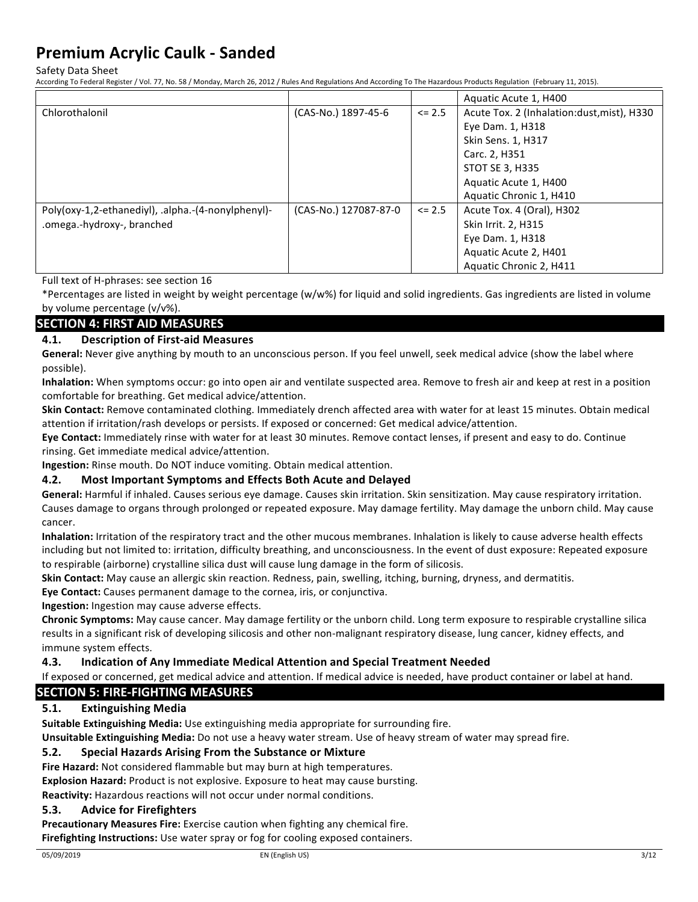| | | | |
|---|---|---|---|
| | | | Aquatic Acute 1, H400 |
| Chlorothalonil | (CAS-No.) 1897-45-6 | <= 2.5 | Acute Tox. 2 (Inhalation:dust,mist), H330<br>Eye Dam. 1, H318<br>Skin Sens. 1, H317<br>Carc. 2, H351<br>STOT SE 3, H335<br>Aquatic Acute 1, H400<br>Aquatic Chronic 1, H410 |
| Poly(oxy-1,2-ethanediyl), .alpha.-(4-nonylphenyl)-.omega.-hydroxy-, branched | (CAS-No.) 127087-87-0 | <= 2.5 | Acute Tox. 4 (Oral), H302<br>Skin Irrit. 2, H315<br>Eye Dam. 1, H318<br>Aquatic Acute 2, H401<br>Aquatic Chronic 2, H411 |

Full text of H-phrases: see section 16

*Percentages are listed in weight by weight percentage (w/w%) for liquid and solid ingredients. Gas ingredients are listed in volume by volume percentage (v/v%).

## SECTION 4: FIRST AID MEASURES

### 4.1. Description of First-aid Measures

**General:** Never give anything by mouth to an unconscious person. If you feel unwell, seek medical advice (show the label where possible).

**Inhalation:** When symptoms occur: go into open air and ventilate suspected area. Remove to fresh air and keep at rest in a position comfortable for breathing. Get medical advice/attention.

**Skin Contact:** Remove contaminated clothing. Immediately drench affected area with water for at least 15 minutes. Obtain medical attention if irritation/rash develops or persists. If exposed or concerned: Get medical advice/attention.

**Eye Contact:** Immediately rinse with water for at least 30 minutes. Remove contact lenses, if present and easy to do. Continue rinsing. Get immediate medical advice/attention.

**Ingestion:** Rinse mouth. Do NOT induce vomiting. Obtain medical attention.

### 4.2. Most Important Symptoms and Effects Both Acute and Delayed

**General:** Harmful if inhaled. Causes serious eye damage. Causes skin irritation. Skin sensitization. May cause respiratory irritation. Causes damage to organs through prolonged or repeated exposure. May damage fertility. May damage the unborn child. May cause cancer.

**Inhalation:** Irritation of the respiratory tract and the other mucous membranes. Inhalation is likely to cause adverse health effects including but not limited to: irritation, difficulty breathing, and unconsciousness. In the event of dust exposure: Repeated exposure to respirable (airborne) crystalline silica dust will cause lung damage in the form of silicosis.

**Skin Contact:** May cause an allergic skin reaction. Redness, pain, swelling, itching, burning, dryness, and dermatitis.

**Eye Contact:** Causes permanent damage to the cornea, iris, or conjunctiva.

**Ingestion:** Ingestion may cause adverse effects.

**Chronic Symptoms:** May cause cancer. May damage fertility or the unborn child. Long term exposure to respirable crystalline silica results in a significant risk of developing silicosis and other non-malignant respiratory disease, lung cancer, kidney effects, and immune system effects.

### 4.3. Indication of Any Immediate Medical Attention and Special Treatment Needed

If exposed or concerned, get medical advice and attention. If medical advice is needed, have product container or label at hand.

## SECTION 5: FIRE-FIGHTING MEASURES

### 5.1. Extinguishing Media

**Suitable Extinguishing Media:** Use extinguishing media appropriate for surrounding fire.

**Unsuitable Extinguishing Media:** Do not use a heavy water stream. Use of heavy stream of water may spread fire.

### 5.2. Special Hazards Arising From the Substance or Mixture

**Fire Hazard:** Not considered flammable but may burn at high temperatures.

**Explosion Hazard:** Product is not explosive. Exposure to heat may cause bursting.

**Reactivity:** Hazardous reactions will not occur under normal conditions.

### 5.3. Advice for Firefighters

**Precautionary Measures Fire:** Exercise caution when fighting any chemical fire.

**Firefighting Instructions:** Use water spray or fog for cooling exposed containers.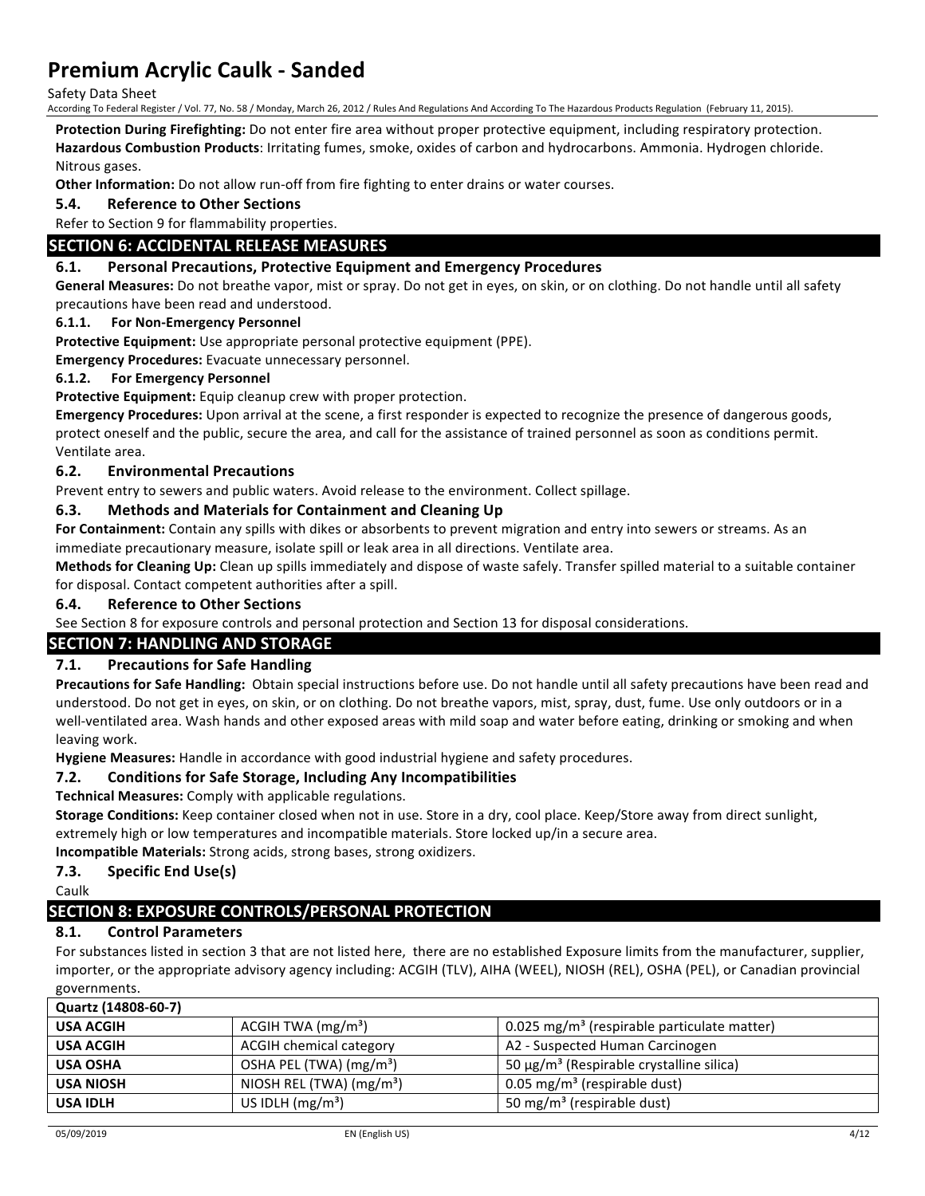**Protection During Firefighting:** Do not enter fire area without proper protective equipment, including respiratory protection.

**Hazardous Combustion Products**: Irritating fumes, smoke, oxides of carbon and hydrocarbons. Ammonia. Hydrogen chloride. Nitrous gases.

**Other Information:** Do not allow run-off from fire fighting to enter drains or water courses.

### 5.4. Reference to Other Sections

Refer to Section 9 for flammability properties.

## SECTION 6: ACCIDENTAL RELEASE MEASURES

### 6.1. Personal Precautions, Protective Equipment and Emergency Procedures

**General Measures:** Do not breathe vapor, mist or spray. Do not get in eyes, on skin, or on clothing. Do not handle until all safety precautions have been read and understood.

#### 6.1.1. For Non-Emergency Personnel

**Protective Equipment:** Use appropriate personal protective equipment (PPE).

**Emergency Procedures:** Evacuate unnecessary personnel.

#### 6.1.2. For Emergency Personnel

**Protective Equipment:** Equip cleanup crew with proper protection.

**Emergency Procedures:** Upon arrival at the scene, a first responder is expected to recognize the presence of dangerous goods, protect oneself and the public, secure the area, and call for the assistance of trained personnel as soon as conditions permit. Ventilate area.

### 6.2. Environmental Precautions

Prevent entry to sewers and public waters. Avoid release to the environment. Collect spillage.

### 6.3. Methods and Materials for Containment and Cleaning Up

**For Containment:** Contain any spills with dikes or absorbents to prevent migration and entry into sewers or streams. As an immediate precautionary measure, isolate spill or leak area in all directions. Ventilate area.

**Methods for Cleaning Up:** Clean up spills immediately and dispose of waste safely. Transfer spilled material to a suitable container for disposal. Contact competent authorities after a spill.

### 6.4. Reference to Other Sections

See Section 8 for exposure controls and personal protection and Section 13 for disposal considerations.

## SECTION 7: HANDLING AND STORAGE

### 7.1. Precautions for Safe Handling

**Precautions for Safe Handling:** Obtain special instructions before use. Do not handle until all safety precautions have been read and understood. Do not get in eyes, on skin, or on clothing. Do not breathe vapors, mist, spray, dust, fume. Use only outdoors or in a well-ventilated area. Wash hands and other exposed areas with mild soap and water before eating, drinking or smoking and when leaving work.

**Hygiene Measures:** Handle in accordance with good industrial hygiene and safety procedures.

### 7.2. Conditions for Safe Storage, Including Any Incompatibilities

**Technical Measures:** Comply with applicable regulations.

**Storage Conditions:** Keep container closed when not in use. Store in a dry, cool place. Keep/Store away from direct sunlight, extremely high or low temperatures and incompatible materials. Store locked up/in a secure area.

**Incompatible Materials:** Strong acids, strong bases, strong oxidizers.

### 7.3. Specific End Use(s)

Caulk

## SECTION 8: EXPOSURE CONTROLS/PERSONAL PROTECTION

### 8.1. Control Parameters

For substances listed in section 3 that are not listed here, there are no established Exposure limits from the manufacturer, supplier, importer, or the appropriate advisory agency including: ACGIH (TLV), AIHA (WEEL), NIOSH (REL), OSHA (PEL), or Canadian provincial governments.

| **Quartz (14808-60-7)** | | |
|---|---|---|
| **USA ACGIH** | ACGIH TWA ($mg/m^3$) | 0.025 $mg/m^3$ (respirable particulate matter) |
| **USA ACGIH** | ACGIH chemical category | A2 - Suspected Human Carcinogen |
| **USA OSHA** | OSHA PEL (TWA) ($mg/m^3$) | 50 $\mu g/m^3$ (Respirable crystalline silica) |
| **USA NIOSH** | NIOSH REL (TWA) ($mg/m^3$) | 0.05 $mg/m^3$ (respirable dust) |
| **USA IDLH** | US IDLH ($mg/m^3$) | 50 $mg/m^3$ (respirable dust) |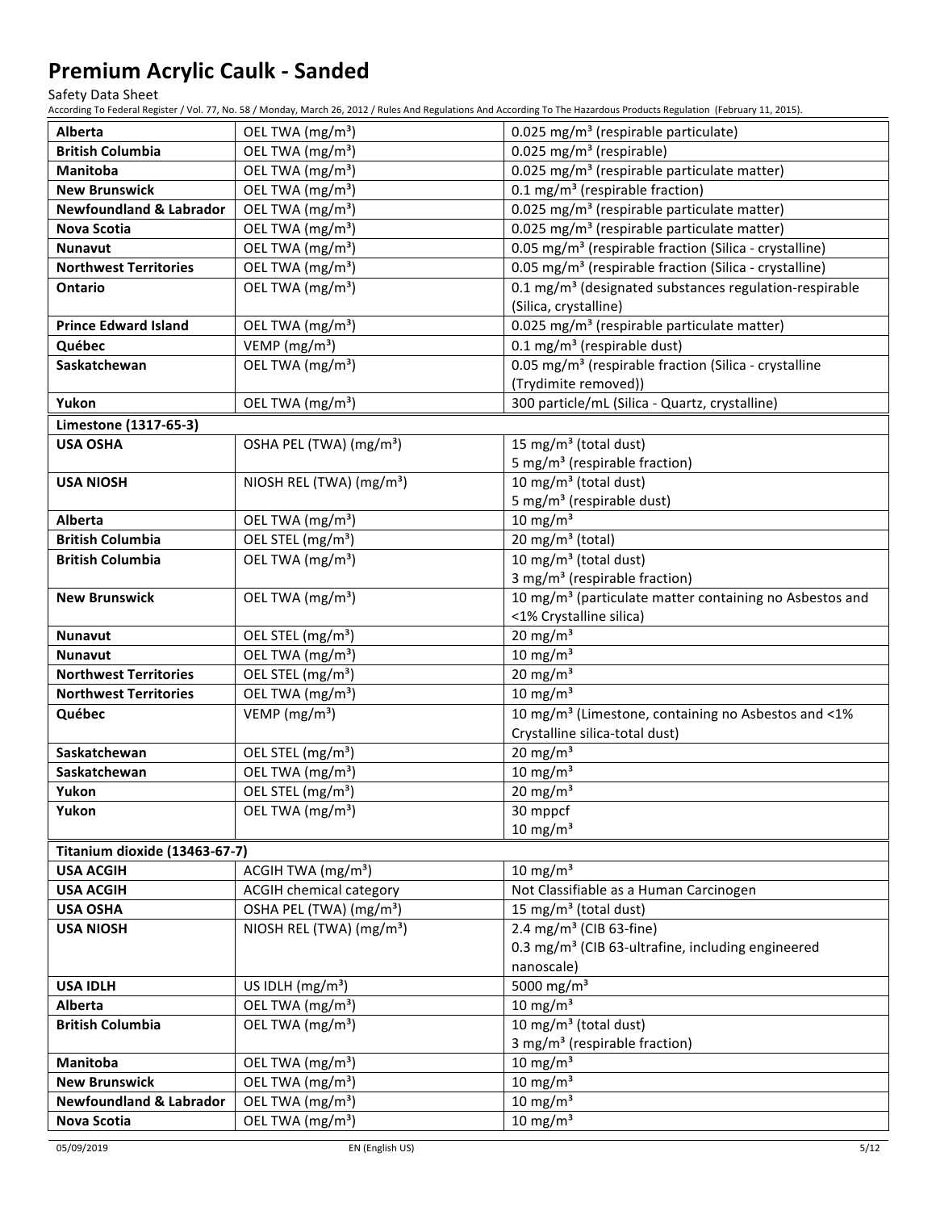| | | |
|---|---|---|
| **Alberta** | OEL TWA (mg/m³) | 0.025 mg/m³ (respirable particulate) |
| **British Columbia** | OEL TWA (mg/m³) | 0.025 mg/m³ (respirable) |
| **Manitoba** | OEL TWA (mg/m³) | 0.025 mg/m³ (respirable particulate matter) |
| **New Brunswick** | OEL TWA (mg/m³) | 0.1 mg/m³ (respirable fraction) |
| **Newfoundland & Labrador** | OEL TWA (mg/m³) | 0.025 mg/m³ (respirable particulate matter) |
| **Nova Scotia** | OEL TWA (mg/m³) | 0.025 mg/m³ (respirable particulate matter) |
| **Nunavut** | OEL TWA (mg/m³) | 0.05 mg/m³ (respirable fraction (Silica - crystalline) |
| **Northwest Territories** | OEL TWA (mg/m³) | 0.05 mg/m³ (respirable fraction (Silica - crystalline) |
| **Ontario** | OEL TWA (mg/m³) | 0.1 mg/m³ (designated substances regulation-respirable (Silica, crystalline) |
| **Prince Edward Island** | OEL TWA (mg/m³) | 0.025 mg/m³ (respirable particulate matter) |
| **Québec** | VEMP (mg/m³) | 0.1 mg/m³ (respirable dust) |
| **Saskatchewan** | OEL TWA (mg/m³) | 0.05 mg/m³ (respirable fraction (Silica - crystalline (Trydimite removed)) |
| **Yukon** | OEL TWA (mg/m³) | 300 particle/mL (Silica - Quartz, crystalline) |
| **Limestone (1317-65-3)** | | |
| **USA OSHA** | OSHA PEL (TWA) (mg/m³) | 15 mg/m³ (total dust)<br>5 mg/m³ (respirable fraction) |
| **USA NIOSH** | NIOSH REL (TWA) (mg/m³) | 10 mg/m³ (total dust)<br>5 mg/m³ (respirable dust) |
| **Alberta** | OEL TWA (mg/m³) | 10 mg/m³ |
| **British Columbia** | OEL STEL (mg/m³) | 20 mg/m³ (total) |
| **British Columbia** | OEL TWA (mg/m³) | 10 mg/m³ (total dust)<br>3 mg/m³ (respirable fraction) |
| **New Brunswick** | OEL TWA (mg/m³) | 10 mg/m³ (particulate matter containing no Asbestos and <1% Crystalline silica) |
| **Nunavut** | OEL STEL (mg/m³) | 20 mg/m³ |
| **Nunavut** | OEL TWA (mg/m³) | 10 mg/m³ |
| **Northwest Territories** | OEL STEL (mg/m³) | 20 mg/m³ |
| **Northwest Territories** | OEL TWA (mg/m³) | 10 mg/m³ |
| **Québec** | VEMP (mg/m³) | 10 mg/m³ (Limestone, containing no Asbestos and <1% Crystalline silica-total dust) |
| **Saskatchewan** | OEL STEL (mg/m³) | 20 mg/m³ |
| **Saskatchewan** | OEL TWA (mg/m³) | 10 mg/m³ |
| **Yukon** | OEL STEL (mg/m³) | 20 mg/m³ |
| **Yukon** | OEL TWA (mg/m³) | 30 mppcf<br>10 mg/m³ |
| **Titanium dioxide (13463-67-7)** | | |
| **USA ACGIH** | ACGIH TWA (mg/m³) | 10 mg/m³ |
| **USA ACGIH** | ACGIH chemical category | Not Classifiable as a Human Carcinogen |
| **USA OSHA** | OSHA PEL (TWA) (mg/m³) | 15 mg/m³ (total dust) |
| **USA NIOSH** | NIOSH REL (TWA) (mg/m³) | 2.4 mg/m³ (CIB 63-fine)<br>0.3 mg/m³ (CIB 63-ultrafine, including engineered nanoscale) |
| **USA IDLH** | US IDLH (mg/m³) | 5000 mg/m³ |
| **Alberta** | OEL TWA (mg/m³) | 10 mg/m³ |
| **British Columbia** | OEL TWA (mg/m³) | 10 mg/m³ (total dust)<br>3 mg/m³ (respirable fraction) |
| **Manitoba** | OEL TWA (mg/m³) | 10 mg/m³ |
| **New Brunswick** | OEL TWA (mg/m³) | 10 mg/m³ |
| **Newfoundland & Labrador** | OEL TWA (mg/m³) | 10 mg/m³ |
| **Nova Scotia** | OEL TWA (mg/m³) | 10 mg/m³ |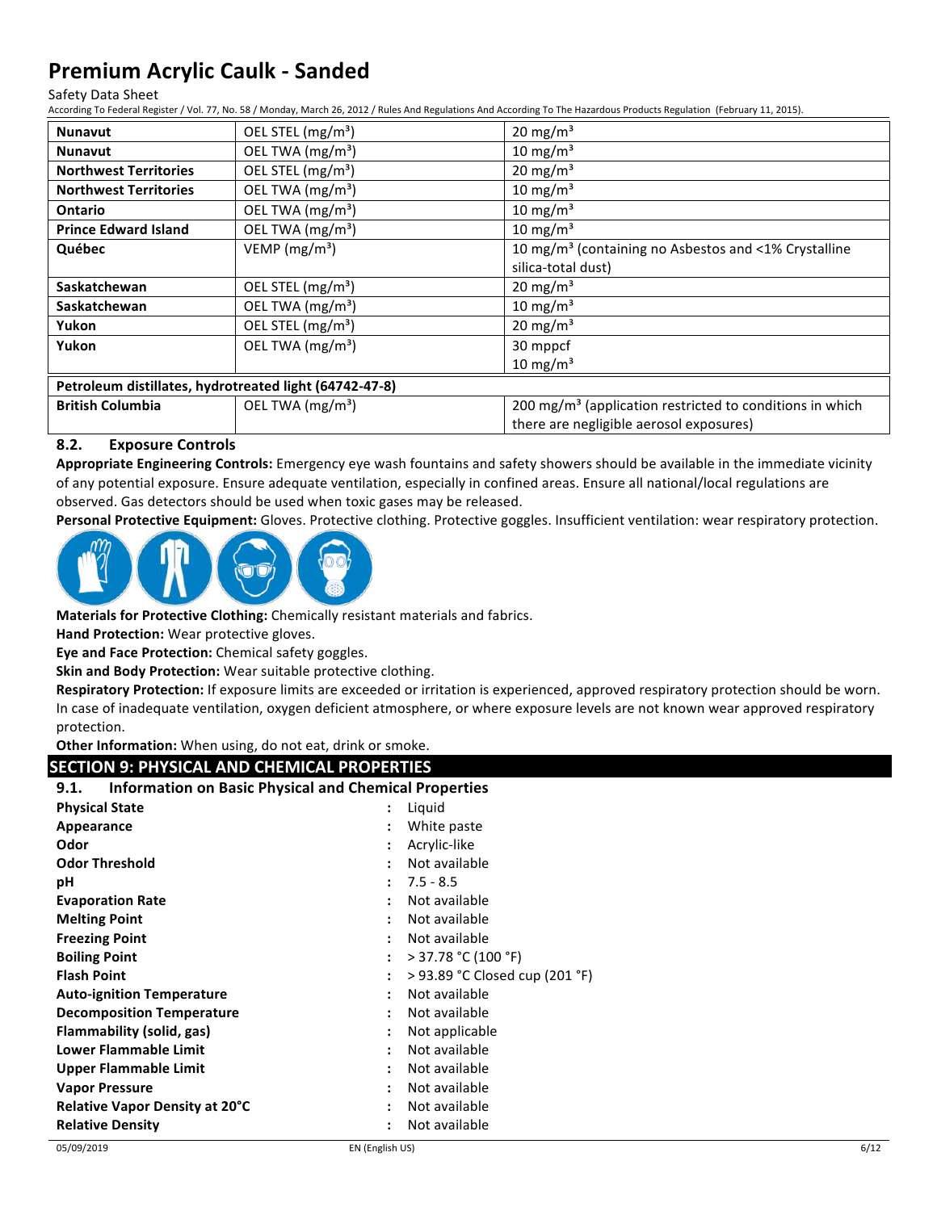| Nunavut | OEL STEL (mg/m³) | 20 mg/m³ |
|---|---|---|
| Nunavut | OEL TWA (mg/m³) | 10 mg/m³ |
| Northwest Territories | OEL STEL (mg/m³) | 20 mg/m³ |
| Northwest Territories | OEL TWA (mg/m³) | 10 mg/m³ |
| Ontario | OEL TWA (mg/m³) | 10 mg/m³ |
| Prince Edward Island | OEL TWA (mg/m³) | 10 mg/m³ |
| Québec | VEMP (mg/m³) | 10 mg/m³ (containing no Asbestos and <1% Crystalline silica-total dust) |
| Saskatchewan | OEL STEL (mg/m³) | 20 mg/m³ |
| Saskatchewan | OEL TWA (mg/m³) | 10 mg/m³ |
| Yukon | OEL STEL (mg/m³) | 20 mg/m³ |
| Yukon | OEL TWA (mg/m³) | 30 mppcf<br>10 mg/m³ |
| **Petroleum distillates, hydrotreated light (64742-47-8)** | | |
| British Columbia | OEL TWA (mg/m³) | 200 mg/m³ (application restricted to conditions in which there are negligible aerosol exposures) |

### 8.2. Exposure Controls

**Appropriate Engineering Controls:** Emergency eye wash fountains and safety showers should be available in the immediate vicinity of any potential exposure. Ensure adequate ventilation, especially in confined areas. Ensure all national/local regulations are observed. Gas detectors should be used when toxic gases may be released.

**Personal Protective Equipment:** Gloves. Protective clothing. Protective goggles. Insufficient ventilation: wear respiratory protection.

**Materials for Protective Clothing:** Chemically resistant materials and fabrics.

**Hand Protection:** Wear protective gloves.

**Eye and Face Protection:** Chemical safety goggles.

**Skin and Body Protection:** Wear suitable protective clothing.

**Respiratory Protection:** If exposure limits are exceeded or irritation is experienced, approved respiratory protection should be worn. In case of inadequate ventilation, oxygen deficient atmosphere, or where exposure levels are not known wear approved respiratory protection.

**Other Information:** When using, do not eat, drink or smoke.

## SECTION 9: PHYSICAL AND CHEMICAL PROPERTIES

### 9.1. Information on Basic Physical and Chemical Properties

| | | |
|---|---|---|
| **Physical State** | : | Liquid |
| **Appearance** | : | White paste |
| **Odor** | : | Acrylic-like |
| **Odor Threshold** | : | Not available |
| **pH** | : | 7.5 - 8.5 |
| **Evaporation Rate** | : | Not available |
| **Melting Point** | : | Not available |
| **Freezing Point** | : | Not available |
| **Boiling Point** | : | > 37.78 °C (100 °F) |
| **Flash Point** | : | > 93.89 °C Closed cup (201 °F) |
| **Auto-ignition Temperature** | : | Not available |
| **Decomposition Temperature** | : | Not available |
| **Flammability (solid, gas)** | : | Not applicable |
| **Lower Flammable Limit** | : | Not available |
| **Upper Flammable Limit** | : | Not available |
| **Vapor Pressure** | : | Not available |
| **Relative Vapor Density at 20°C** | : | Not available |
| **Relative Density** | : | Not available |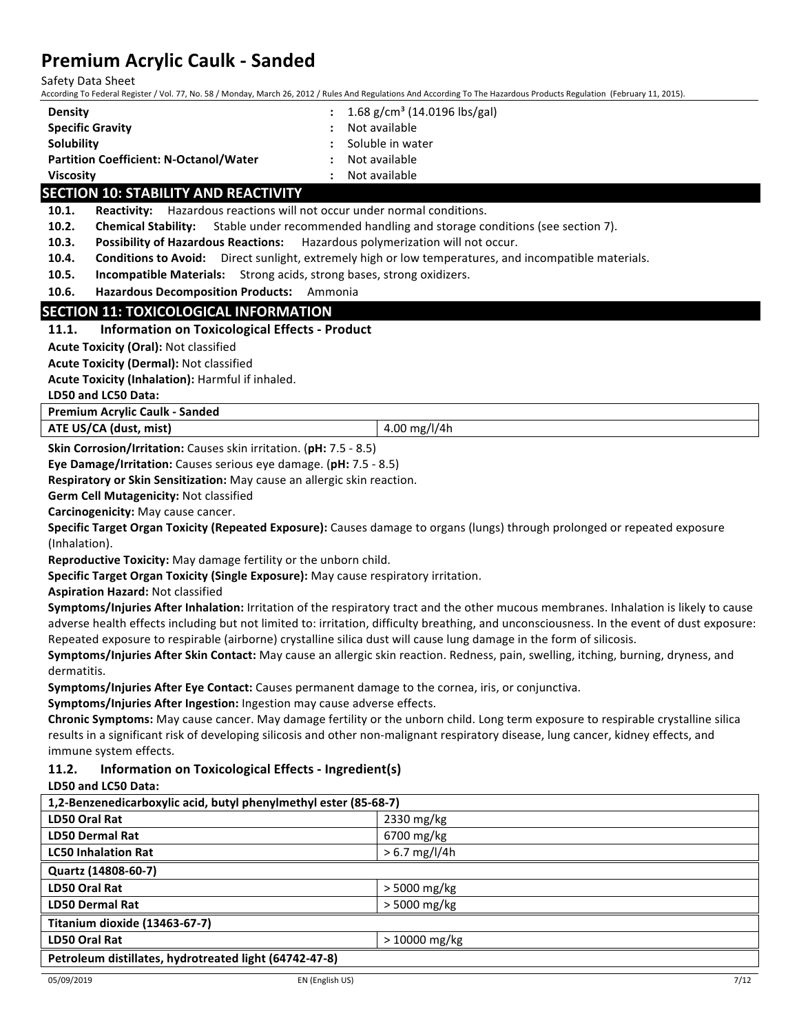| | | |
|---|---|---|
| **Density** | : | 1.68 g/cm³ (14.0196 lbs/gal) |
| **Specific Gravity** | : | Not available |
| **Solubility** | : | Soluble in water |
| **Partition Coefficient: N-Octanol/Water** | : | Not available |
| **Viscosity** | : | Not available |

## SECTION 10: STABILITY AND REACTIVITY

**10.1. Reactivity:** Hazardous reactions will not occur under normal conditions.

**10.2. Chemical Stability:** Stable under recommended handling and storage conditions (see section 7).

**10.3. Possibility of Hazardous Reactions:** Hazardous polymerization will not occur.

**10.4. Conditions to Avoid:** Direct sunlight, extremely high or low temperatures, and incompatible materials.

**10.5. Incompatible Materials:** Strong acids, strong bases, strong oxidizers.

**10.6. Hazardous Decomposition Products:** Ammonia

## SECTION 11: TOXICOLOGICAL INFORMATION

### 11.1. Information on Toxicological Effects - Product

**Acute Toxicity (Oral):** Not classified

**Acute Toxicity (Dermal):** Not classified

**Acute Toxicity (Inhalation):** Harmful if inhaled.

**LD50 and LC50 Data:**

| Premium Acrylic Caulk - Sanded | |
|---|---|
| **ATE US/CA (dust, mist)** | 4.00 mg/l/4h |

**Skin Corrosion/Irritation:** Causes skin irritation. (**pH:** 7.5 - 8.5)

**Eye Damage/Irritation:** Causes serious eye damage. (**pH:** 7.5 - 8.5)

**Respiratory or Skin Sensitization:** May cause an allergic skin reaction.

**Germ Cell Mutagenicity:** Not classified

**Carcinogenicity:** May cause cancer.

**Specific Target Organ Toxicity (Repeated Exposure):** Causes damage to organs (lungs) through prolonged or repeated exposure (Inhalation).

**Reproductive Toxicity:** May damage fertility or the unborn child.

**Specific Target Organ Toxicity (Single Exposure):** May cause respiratory irritation.

**Aspiration Hazard:** Not classified

**Symptoms/Injuries After Inhalation:** Irritation of the respiratory tract and the other mucous membranes. Inhalation is likely to cause adverse health effects including but not limited to: irritation, difficulty breathing, and unconsciousness. In the event of dust exposure: Repeated exposure to respirable (airborne) crystalline silica dust will cause lung damage in the form of silicosis.

**Symptoms/Injuries After Skin Contact:** May cause an allergic skin reaction. Redness, pain, swelling, itching, burning, dryness, and dermatitis.

**Symptoms/Injuries After Eye Contact:** Causes permanent damage to the cornea, iris, or conjunctiva.

**Symptoms/Injuries After Ingestion:** Ingestion may cause adverse effects.

**Chronic Symptoms:** May cause cancer. May damage fertility or the unborn child. Long term exposure to respirable crystalline silica results in a significant risk of developing silicosis and other non-malignant respiratory disease, lung cancer, kidney effects, and immune system effects.

### 11.2. Information on Toxicological Effects - Ingredient(s)

**LD50 and LC50 Data:**

| 1,2-Benzenedicarboxylic acid, butyl phenylmethyl ester (85-68-7) | |
|---|---|
| **LD50 Oral Rat** | 2330 mg/kg |
| **LD50 Dermal Rat** | 6700 mg/kg |
| **LC50 Inhalation Rat** | > 6.7 mg/l/4h |
| **Quartz (14808-60-7)** | |
| **LD50 Oral Rat** | > 5000 mg/kg |
| **LD50 Dermal Rat** | > 5000 mg/kg |
| **Titanium dioxide (13463-67-7)** | |
| **LD50 Oral Rat** | > 10000 mg/kg |
| **Petroleum distillates, hydrotreated light (64742-47-8)** | |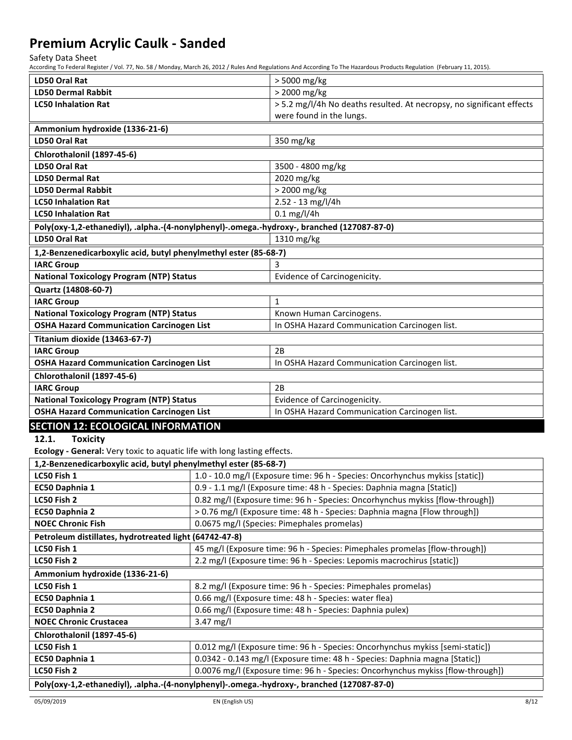| LD50 Oral Rat | > 5000 mg/kg |
|---|---|
| **LD50 Dermal Rabbit** | > 2000 mg/kg |
| **LC50 Inhalation Rat** | > 5.2 mg/l/4h No deaths resulted. At necropsy, no significant effects were found in the lungs. |
| **Ammonium hydroxide (1336-21-6)** | |
| **LD50 Oral Rat** | 350 mg/kg |
| **Chlorothalonil (1897-45-6)** | |
| **LD50 Oral Rat** | 3500 - 4800 mg/kg |
| **LD50 Dermal Rat** | 2020 mg/kg |
| **LD50 Dermal Rabbit** | > 2000 mg/kg |
| **LC50 Inhalation Rat** | 2.52 - 13 mg/l/4h |
| **LC50 Inhalation Rat** | 0.1 mg/l/4h |
| **Poly(oxy-1,2-ethanediyl), .alpha.-(4-nonylphenyl)-.omega.-hydroxy-, branched (127087-87-0)** | |
| **LD50 Oral Rat** | 1310 mg/kg |
| **1,2-Benzenedicarboxylic acid, butyl phenylmethyl ester (85-68-7)** | |
| **IARC Group** | 3 |
| **National Toxicology Program (NTP) Status** | Evidence of Carcinogenicity. |
| **Quartz (14808-60-7)** | |
| **IARC Group** | 1 |
| **National Toxicology Program (NTP) Status** | Known Human Carcinogens. |
| **OSHA Hazard Communication Carcinogen List** | In OSHA Hazard Communication Carcinogen list. |
| **Titanium dioxide (13463-67-7)** | |
| **IARC Group** | 2B |
| **OSHA Hazard Communication Carcinogen List** | In OSHA Hazard Communication Carcinogen list. |
| **Chlorothalonil (1897-45-6)** | |
| **IARC Group** | 2B |
| **National Toxicology Program (NTP) Status** | Evidence of Carcinogenicity. |
| **OSHA Hazard Communication Carcinogen List** | In OSHA Hazard Communication Carcinogen list. |

## SECTION 12: ECOLOGICAL INFORMATION

### 12.1. Toxicity

**Ecology - General:** Very toxic to aquatic life with long lasting effects.

| 1,2-Benzenedicarboxylic acid, butyl phenylmethyl ester (85-68-7) | |
|---|---|
| **LC50 Fish 1** | 1.0 - 10.0 mg/l (Exposure time: 96 h - Species: Oncorhynchus mykiss [static]) |
| **EC50 Daphnia 1** | 0.9 - 1.1 mg/l (Exposure time: 48 h - Species: Daphnia magna [Static]) |
| **LC50 Fish 2** | 0.82 mg/l (Exposure time: 96 h - Species: Oncorhynchus mykiss [flow-through]) |
| **EC50 Daphnia 2** | > 0.76 mg/l (Exposure time: 48 h - Species: Daphnia magna [Flow through]) |
| **NOEC Chronic Fish** | 0.0675 mg/l (Species: Pimephales promelas) |
| **Petroleum distillates, hydrotreated light (64742-47-8)** | |
| **LC50 Fish 1** | 45 mg/l (Exposure time: 96 h - Species: Pimephales promelas [flow-through]) |
| **LC50 Fish 2** | 2.2 mg/l (Exposure time: 96 h - Species: Lepomis macrochirus [static]) |
| **Ammonium hydroxide (1336-21-6)** | |
| **LC50 Fish 1** | 8.2 mg/l (Exposure time: 96 h - Species: Pimephales promelas) |
| **EC50 Daphnia 1** | 0.66 mg/l (Exposure time: 48 h - Species: water flea) |
| **EC50 Daphnia 2** | 0.66 mg/l (Exposure time: 48 h - Species: Daphnia pulex) |
| **NOEC Chronic Crustacea** | 3.47 mg/l |
| **Chlorothalonil (1897-45-6)** | |
| **LC50 Fish 1** | 0.012 mg/l (Exposure time: 96 h - Species: Oncorhynchus mykiss [semi-static]) |
| **EC50 Daphnia 1** | 0.0342 - 0.143 mg/l (Exposure time: 48 h - Species: Daphnia magna [Static]) |
| **LC50 Fish 2** | 0.0076 mg/l (Exposure time: 96 h - Species: Oncorhynchus mykiss [flow-through]) |
| **Poly(oxy-1,2-ethanediyl), .alpha.-(4-nonylphenyl)-.omega.-hydroxy-, branched (127087-87-0)** | |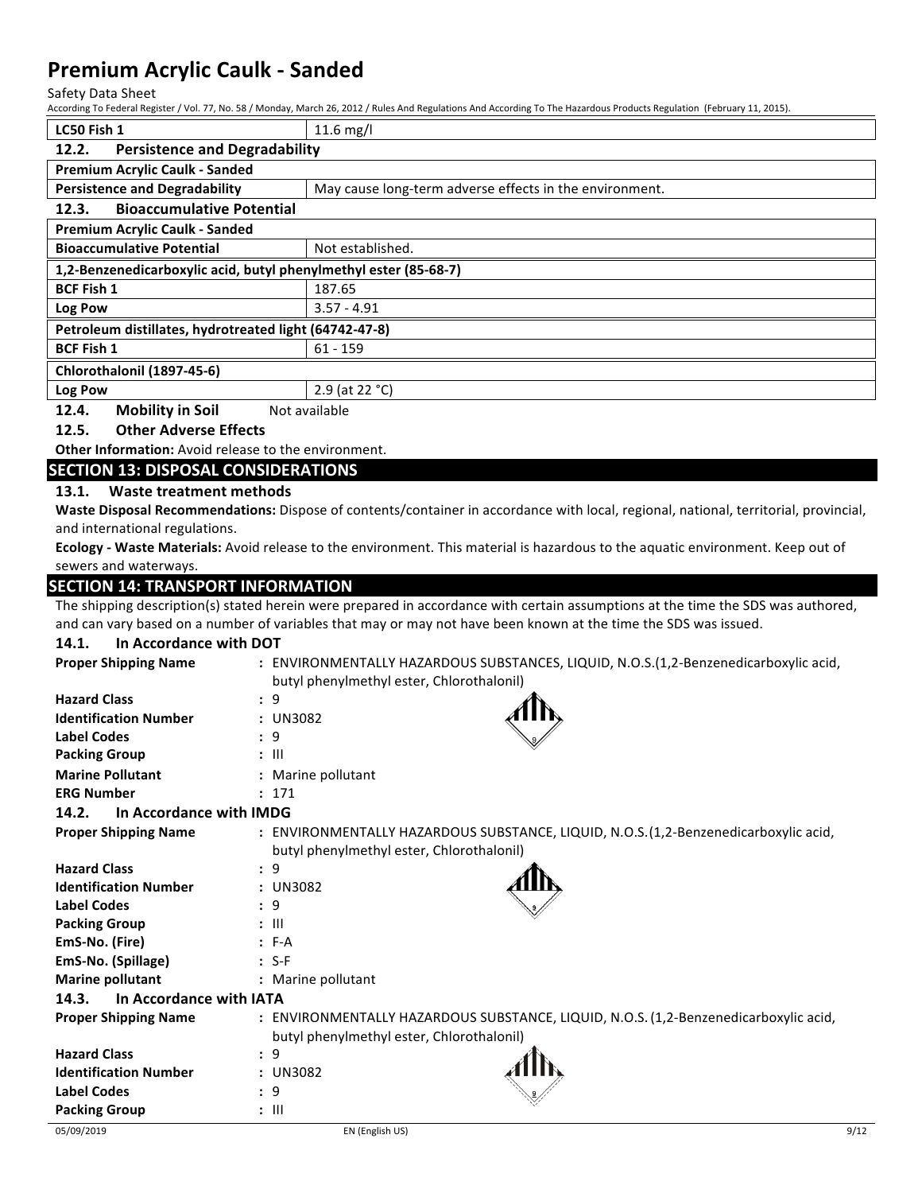| LC50 Fish 1 | 11.6 mg/l |
|---|---|

### 12.2. Persistence and Degradability

| Premium Acrylic Caulk - Sanded | |
|---|---|
| Persistence and Degradability | May cause long-term adverse effects in the environment. |

### 12.3. Bioaccumulative Potential

| Premium Acrylic Caulk - Sanded | |
|---|---|
| Bioaccumulative Potential | Not established. |
| **1,2-Benzenedicarboxylic acid, butyl phenylmethyl ester (85-68-7)** | |
| BCF Fish 1 | 187.65 |
| Log Pow | 3.57 - 4.91 |
| **Petroleum distillates, hydrotreated light (64742-47-8)** | |
| BCF Fish 1 | 61 - 159 |
| **Chlorothalonil (1897-45-6)** | |
| Log Pow | 2.9 (at 22 °C) |

### 12.4. Mobility in Soil

Not available

### 12.5. Other Adverse Effects

**Other Information:** Avoid release to the environment.

## SECTION 13: DISPOSAL CONSIDERATIONS

### 13.1. Waste treatment methods

**Waste Disposal Recommendations:** Dispose of contents/container in accordance with local, regional, national, territorial, provincial, and international regulations.

**Ecology - Waste Materials:** Avoid release to the environment. This material is hazardous to the aquatic environment. Keep out of sewers and waterways.

## SECTION 14: TRANSPORT INFORMATION

The shipping description(s) stated herein were prepared in accordance with certain assumptions at the time the SDS was authored, and can vary based on a number of variables that may or may not have been known at the time the SDS was issued.

### 14.1. In Accordance with DOT

**Proper Shipping Name** : ENVIRONMENTALLY HAZARDOUS SUBSTANCES, LIQUID, N.O.S.(1,2-Benzenedicarboxylic acid, butyl phenylmethyl ester, Chlorothalonil)

**Hazard Class** : 9

**Identification Number** : UN3082

**Label Codes** : 9

**Packing Group** : III

**Marine Pollutant** : Marine pollutant

**ERG Number** : 171

### 14.2. In Accordance with IMDG

**Proper Shipping Name** : ENVIRONMENTALLY HAZARDOUS SUBSTANCE, LIQUID, N.O.S.(1,2-Benzenedicarboxylic acid, butyl phenylmethyl ester, Chlorothalonil)

**Hazard Class** : 9

**Identification Number** : UN3082

**Label Codes** : 9

**Packing Group** : III

**EmS-No. (Fire)** : F-A

**EmS-No. (Spillage)** : S-F

**Marine pollutant** : Marine pollutant

### 14.3. In Accordance with IATA

**Proper Shipping Name** : ENVIRONMENTALLY HAZARDOUS SUBSTANCE, LIQUID, N.O.S. (1,2-Benzenedicarboxylic acid, butyl phenylmethyl ester, Chlorothalonil)

**Hazard Class** : 9

**Identification Number** : UN3082

**Label Codes** : 9

**Packing Group** : III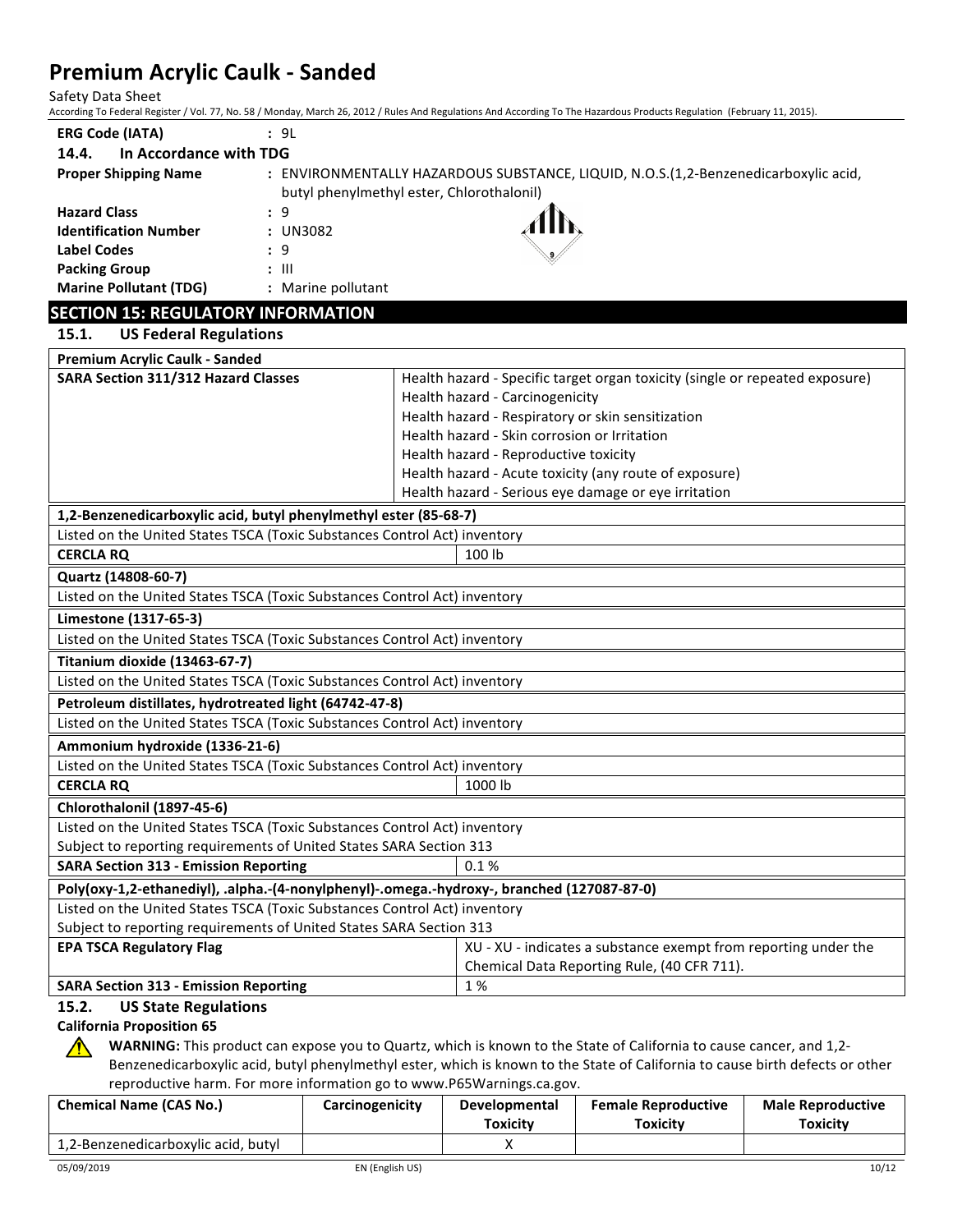| | |
|---|---|
| **ERG Code (IATA)** | : 9L |

### 14.4. In Accordance with TDG

| | |
|---|---|
| **Proper Shipping Name** | : ENVIRONMENTALLY HAZARDOUS SUBSTANCE, LIQUID, N.O.S.(1,2-Benzenedicarboxylic acid, butyl phenylmethyl ester, Chlorothalonil) |
| **Hazard Class** | : 9 |
| **Identification Number** | : UN3082 |
| **Label Codes** | : 9 |
| **Packing Group** | : III |
| **Marine Pollutant (TDG)** | : Marine pollutant |

## SECTION 15: REGULATORY INFORMATION

### 15.1. US Federal Regulations

| **Premium Acrylic Caulk - Sanded** | |
|---|---|
| **SARA Section 311/312 Hazard Classes** | Health hazard - Specific target organ toxicity (single or repeated exposure)<br>Health hazard - Carcinogenicity<br>Health hazard - Respiratory or skin sensitization<br>Health hazard - Skin corrosion or Irritation<br>Health hazard - Reproductive toxicity<br>Health hazard - Acute toxicity (any route of exposure)<br>Health hazard - Serious eye damage or eye irritation |

| **1,2-Benzenedicarboxylic acid, butyl phenylmethyl ester (85-68-7)** | |
|---|---|
| Listed on the United States TSCA (Toxic Substances Control Act) inventory | |
| **CERCLA RQ** | 100 lb |

| **Quartz (14808-60-7)** |
|---|
| Listed on the United States TSCA (Toxic Substances Control Act) inventory |

| **Limestone (1317-65-3)** |
|---|
| Listed on the United States TSCA (Toxic Substances Control Act) inventory |

| **Titanium dioxide (13463-67-7)** |
|---|
| Listed on the United States TSCA (Toxic Substances Control Act) inventory |

| **Petroleum distillates, hydrotreated light (64742-47-8)** |
|---|
| Listed on the United States TSCA (Toxic Substances Control Act) inventory |

| **Ammonium hydroxide (1336-21-6)** | |
|---|---|
| Listed on the United States TSCA (Toxic Substances Control Act) inventory | |
| **CERCLA RQ** | 1000 lb |

| **Chlorothalonil (1897-45-6)** | |
|---|---|
| Listed on the United States TSCA (Toxic Substances Control Act) inventory<br>Subject to reporting requirements of United States SARA Section 313 | |
| **SARA Section 313 - Emission Reporting** | 0.1 % |

| **Poly(oxy-1,2-ethanediyl), .alpha.-(4-nonylphenyl)-.omega.-hydroxy-, branched (127087-87-0)** | |
|---|---|
| Listed on the United States TSCA (Toxic Substances Control Act) inventory<br>Subject to reporting requirements of United States SARA Section 313 | |
| **EPA TSCA Regulatory Flag** | XU - XU - indicates a substance exempt from reporting under the Chemical Data Reporting Rule, (40 CFR 711). |
| **SARA Section 313 - Emission Reporting** | 1 % |

### 15.2. US State Regulations

**California Proposition 65**

**WARNING:** This product can expose you to Quartz, which is known to the State of California to cause cancer, and 1,2-Benzenedicarboxylic acid, butyl phenylmethyl ester, which is known to the State of California to cause birth defects or other reproductive harm. For more information go to www.P65Warnings.ca.gov.

| Chemical Name (CAS No.) | Carcinogenicity | Developmental Toxicity | Female Reproductive Toxicity | Male Reproductive Toxicity |
|---|---|---|---|---|
| 1,2-Benzenedicarboxylic acid, butyl | | X | | |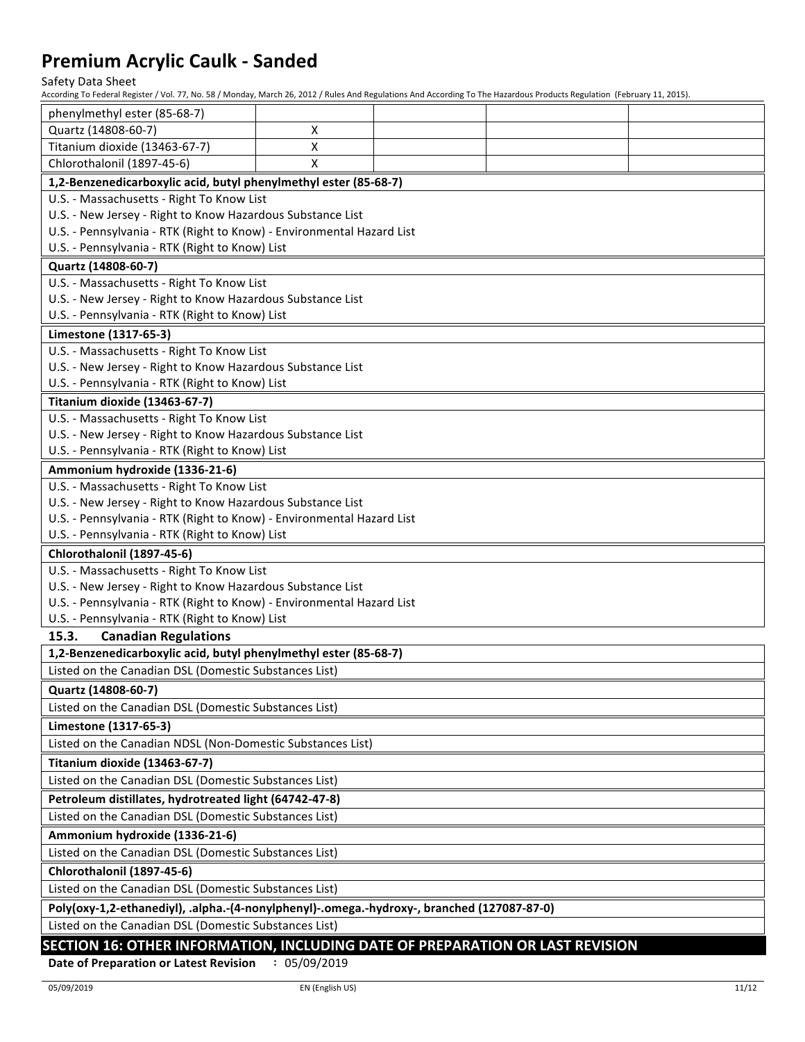| | | | | |
|---|---|---|---|---|
| phenylmethyl ester (85-68-7) | | | | |
| Quartz (14808-60-7) | X | | | |
| Titanium dioxide (13463-67-7) | X | | | |
| Chlorothalonil (1897-45-6) | X | | | |

| **1,2-Benzenedicarboxylic acid, butyl phenylmethyl ester (85-68-7)** |
|---|
| U.S. - Massachusetts - Right To Know List<br>U.S. - New Jersey - Right to Know Hazardous Substance List<br>U.S. - Pennsylvania - RTK (Right to Know) - Environmental Hazard List<br>U.S. - Pennsylvania - RTK (Right to Know) List |
| **Quartz (14808-60-7)** |
| U.S. - Massachusetts - Right To Know List<br>U.S. - New Jersey - Right to Know Hazardous Substance List<br>U.S. - Pennsylvania - RTK (Right to Know) List |
| **Limestone (1317-65-3)** |
| U.S. - Massachusetts - Right To Know List<br>U.S. - New Jersey - Right to Know Hazardous Substance List<br>U.S. - Pennsylvania - RTK (Right to Know) List |
| **Titanium dioxide (13463-67-7)** |
| U.S. - Massachusetts - Right To Know List<br>U.S. - New Jersey - Right to Know Hazardous Substance List<br>U.S. - Pennsylvania - RTK (Right to Know) List |
| **Ammonium hydroxide (1336-21-6)** |
| U.S. - Massachusetts - Right To Know List<br>U.S. - New Jersey - Right to Know Hazardous Substance List<br>U.S. - Pennsylvania - RTK (Right to Know) - Environmental Hazard List<br>U.S. - Pennsylvania - RTK (Right to Know) List |
| **Chlorothalonil (1897-45-6)** |
| U.S. - Massachusetts - Right To Know List<br>U.S. - New Jersey - Right to Know Hazardous Substance List<br>U.S. - Pennsylvania - RTK (Right to Know) - Environmental Hazard List<br>U.S. - Pennsylvania - RTK (Right to Know) List |

### 15.3. Canadian Regulations

| **1,2-Benzenedicarboxylic acid, butyl phenylmethyl ester (85-68-7)** |
|---|
| Listed on the Canadian DSL (Domestic Substances List) |
| **Quartz (14808-60-7)** |
| Listed on the Canadian DSL (Domestic Substances List) |
| **Limestone (1317-65-3)** |
| Listed on the Canadian NDSL (Non-Domestic Substances List) |
| **Titanium dioxide (13463-67-7)** |
| Listed on the Canadian DSL (Domestic Substances List) |
| **Petroleum distillates, hydrotreated light (64742-47-8)** |
| Listed on the Canadian DSL (Domestic Substances List) |
| **Ammonium hydroxide (1336-21-6)** |
| Listed on the Canadian DSL (Domestic Substances List) |
| **Chlorothalonil (1897-45-6)** |
| Listed on the Canadian DSL (Domestic Substances List) |
| **Poly(oxy-1,2-ethanediyl), .alpha.-(4-nonylphenyl)-.omega.-hydroxy-, branched (127087-87-0)** |
| Listed on the Canadian DSL (Domestic Substances List) |

## SECTION 16: OTHER INFORMATION, INCLUDING DATE OF PREPARATION OR LAST REVISION

**Date of Preparation or Latest Revision** : 05/09/2019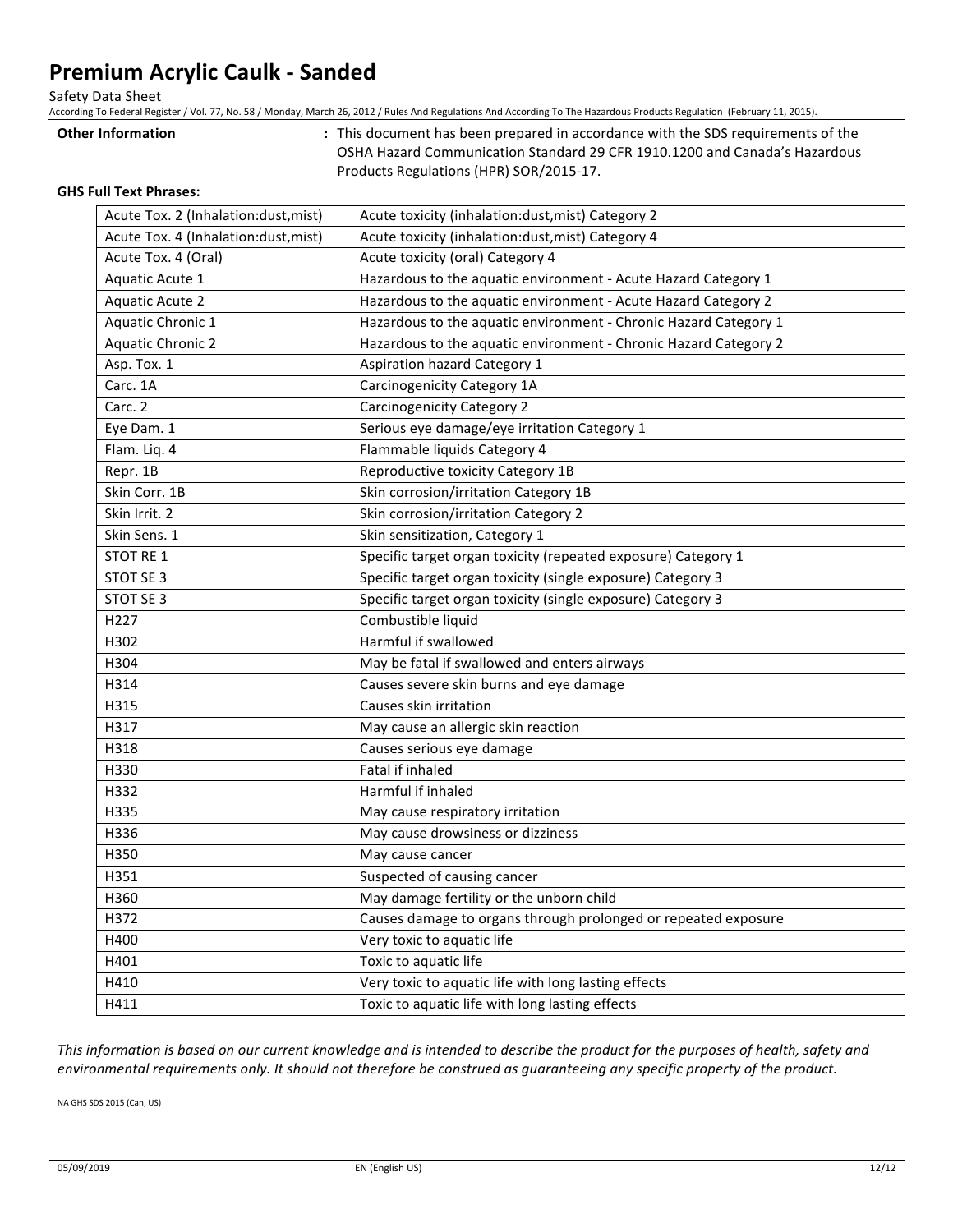**Other Information** : This document has been prepared in accordance with the SDS requirements of the OSHA Hazard Communication Standard 29 CFR 1910.1200 and Canada's Hazardous Products Regulations (HPR) SOR/2015-17.

**GHS Full Text Phrases:**

| | |
|---|---|
| Acute Tox. 2 (Inhalation:dust,mist) | Acute toxicity (inhalation:dust,mist) Category 2 |
| Acute Tox. 4 (Inhalation:dust,mist) | Acute toxicity (inhalation:dust,mist) Category 4 |
| Acute Tox. 4 (Oral) | Acute toxicity (oral) Category 4 |
| Aquatic Acute 1 | Hazardous to the aquatic environment - Acute Hazard Category 1 |
| Aquatic Acute 2 | Hazardous to the aquatic environment - Acute Hazard Category 2 |
| Aquatic Chronic 1 | Hazardous to the aquatic environment - Chronic Hazard Category 1 |
| Aquatic Chronic 2 | Hazardous to the aquatic environment - Chronic Hazard Category 2 |
| Asp. Tox. 1 | Aspiration hazard Category 1 |
| Carc. 1A | Carcinogenicity Category 1A |
| Carc. 2 | Carcinogenicity Category 2 |
| Eye Dam. 1 | Serious eye damage/eye irritation Category 1 |
| Flam. Liq. 4 | Flammable liquids Category 4 |
| Repr. 1B | Reproductive toxicity Category 1B |
| Skin Corr. 1B | Skin corrosion/irritation Category 1B |
| Skin Irrit. 2 | Skin corrosion/irritation Category 2 |
| Skin Sens. 1 | Skin sensitization, Category 1 |
| STOT RE 1 | Specific target organ toxicity (repeated exposure) Category 1 |
| STOT SE 3 | Specific target organ toxicity (single exposure) Category 3 |
| STOT SE 3 | Specific target organ toxicity (single exposure) Category 3 |
| H227 | Combustible liquid |
| H302 | Harmful if swallowed |
| H304 | May be fatal if swallowed and enters airways |
| H314 | Causes severe skin burns and eye damage |
| H315 | Causes skin irritation |
| H317 | May cause an allergic skin reaction |
| H318 | Causes serious eye damage |
| H330 | Fatal if inhaled |
| H332 | Harmful if inhaled |
| H335 | May cause respiratory irritation |
| H336 | May cause drowsiness or dizziness |
| H350 | May cause cancer |
| H351 | Suspected of causing cancer |
| H360 | May damage fertility or the unborn child |
| H372 | Causes damage to organs through prolonged or repeated exposure |
| H400 | Very toxic to aquatic life |
| H401 | Toxic to aquatic life |
| H410 | Very toxic to aquatic life with long lasting effects |
| H411 | Toxic to aquatic life with long lasting effects |

*This information is based on our current knowledge and is intended to describe the product for the purposes of health, safety and environmental requirements only. It should not therefore be construed as guaranteeing any specific property of the product.*

NA GHS SDS 2015 (Can, US)